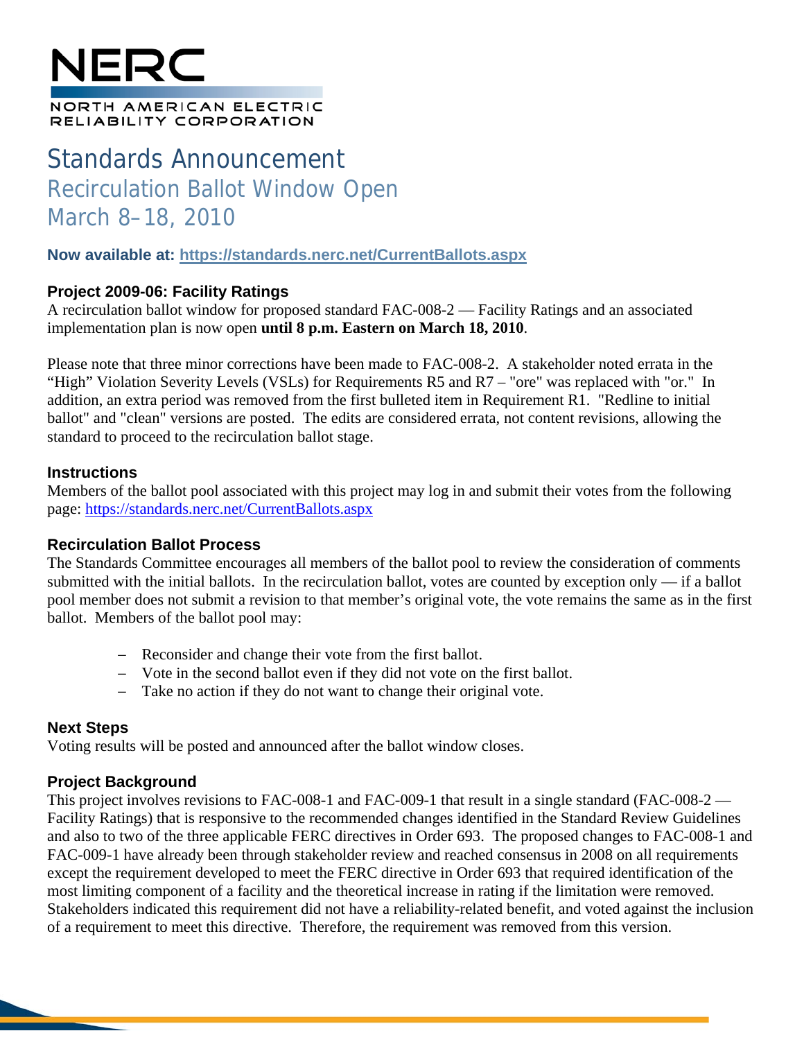# NERC

NORTH AMERICAN ELECTRIC RELIABILITY CORPORATION

# Standards Announcement

## Recirculation Ballot Window Open

## March 8–18, 2010

**Now available at: [https://standards.nerc.net/CurrentBallots.aspx](https://standards.nerc.net/CurrentBallots.aspx)**

### Project 2009-06: Facility Ratings

A recirculation ballot window for proposed standard FAC-008-2 — Facility Ratings and an associated implementation plan is now open **until 8 p.m. Eastern on March 18, 2010**.

Please note that three minor corrections have been made to FAC-008-2. A stakeholder noted errata in the "High" Violation Severity Levels (VSLs) for Requirements R5 and R7 – "ore" was replaced with "or." In addition, an extra period was removed from the first bulleted item in Requirement R1. "Redline to initial ballot" and "clean" versions are posted. The edits are considered errata, not content revisions, allowing the standard to proceed to the recirculation ballot stage.

### Instructions

Members of the ballot pool associated with this project may log in and submit their votes from the following page: [https://standards.nerc.net/CurrentBallots.aspx](https://standards.nerc.net/CurrentBallots.aspx)

### Recirculation Ballot Process

The Standards Committee encourages all members of the ballot pool to review the consideration of comments submitted with the initial ballots. In the recirculation ballot, votes are counted by exception only — if a ballot pool member does not submit a revision to that member's original vote, the vote remains the same as in the first ballot. Members of the ballot pool may:

- Reconsider and change their vote from the first ballot.
- Vote in the second ballot even if they did not vote on the first ballot.
- Take no action if they do not want to change their original vote.

### Next Steps

Voting results will be posted and announced after the ballot window closes.

### Project Background

This project involves revisions to FAC-008-1 and FAC-009-1 that result in a single standard (FAC-008-2 — Facility Ratings) that is responsive to the recommended changes identified in the Standard Review Guidelines and also to two of the three applicable FERC directives in Order 693. The proposed changes to FAC-008-1 and FAC-009-1 have already been through stakeholder review and reached consensus in 2008 on all requirements except the requirement developed to meet the FERC directive in Order 693 that required identification of the most limiting component of a facility and the theoretical increase in rating if the limitation were removed. Stakeholders indicated this requirement did not have a reliability-related benefit, and voted against the inclusion of a requirement to meet this directive. Therefore, the requirement was removed from this version.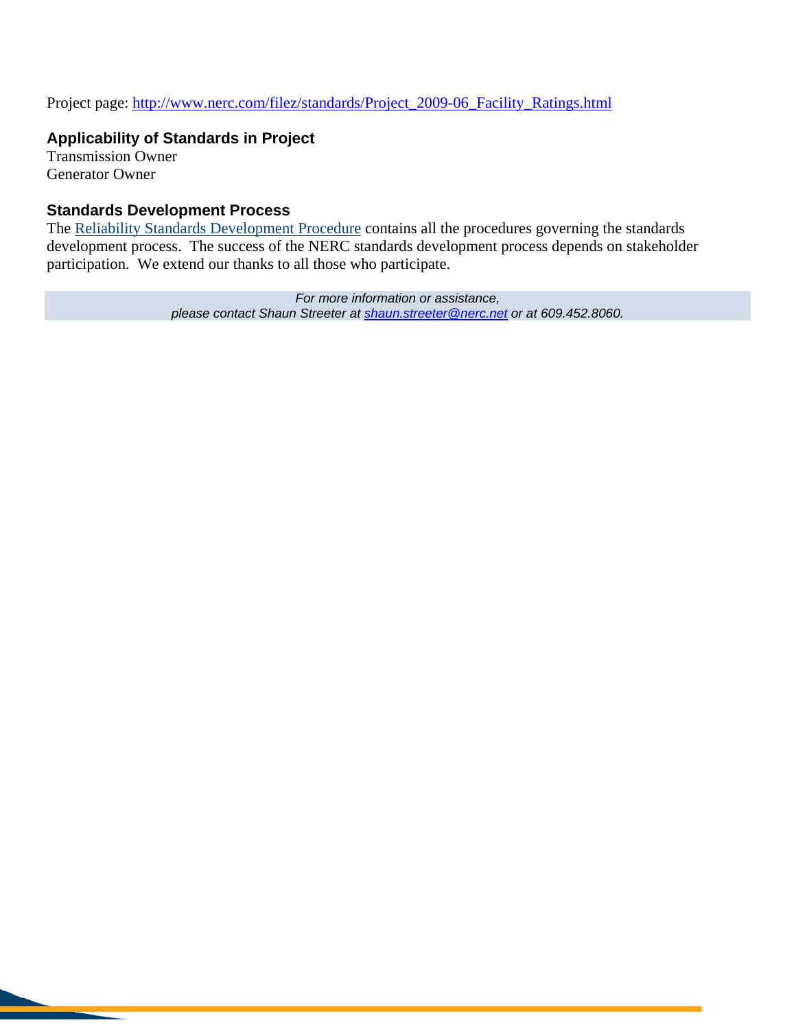Project page: [http://www.nerc.com/filez/standards/Project_2009-06_Facility_Ratings.html](http://www.nerc.com/filez/standards/Project_2009-06_Facility_Ratings.html)

### Applicability of Standards in Project

Transmission Owner
Generator Owner

### Standards Development Process

The [Reliability Standards Development Procedure](#) contains all the procedures governing the standards development process. The success of the NERC standards development process depends on stakeholder participation. We extend our thanks to all those who participate.

*For more information or assistance,*
*please contact Shaun Streeter at [shaun.streeter@nerc.net](mailto:shaun.streeter@nerc.net) or at 609.452.8060.*